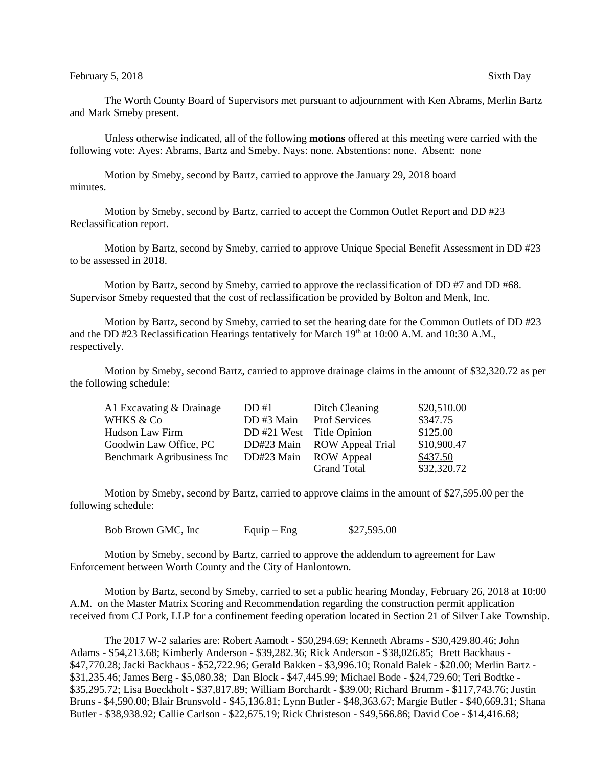February 5, 2018 Sixth Day

The Worth County Board of Supervisors met pursuant to adjournment with Ken Abrams, Merlin Bartz and Mark Smeby present.

Unless otherwise indicated, all of the following **motions** offered at this meeting were carried with the following vote: Ayes: Abrams, Bartz and Smeby. Nays: none. Abstentions: none. Absent: none

Motion by Smeby, second by Bartz, carried to approve the January 29, 2018 board minutes.

Motion by Smeby, second by Bartz, carried to accept the Common Outlet Report and DD #23 Reclassification report.

Motion by Bartz, second by Smeby, carried to approve Unique Special Benefit Assessment in DD #23 to be assessed in 2018.

Motion by Bartz, second by Smeby, carried to approve the reclassification of DD #7 and DD #68. Supervisor Smeby requested that the cost of reclassification be provided by Bolton and Menk, Inc.

Motion by Bartz, second by Smeby, carried to set the hearing date for the Common Outlets of DD #23 and the DD #23 Reclassification Hearings tentatively for March 19th at 10:00 A.M. and 10:30 A.M., respectively.

Motion by Smeby, second Bartz, carried to approve drainage claims in the amount of $32,320.72 as per the following schedule:

| | | | |
|---|---|---|---|
| A1 Excavating & Drainage | DD #1 | Ditch Cleaning | $20,510.00 |
| WHKS & Co | DD #3 Main | Prof Services | $347.75 |
| Hudson Law Firm | DD #21 West | Title Opinion | $125.00 |
| Goodwin Law Office, PC | DD#23 Main | ROW Appeal Trial | $10,900.47 |
| Benchmark Agribusiness Inc | DD#23 Main | ROW Appeal | $437.50 |
| | | Grand Total | $32,320.72 |

Motion by Smeby, second by Bartz, carried to approve claims in the amount of $27,595.00 per the following schedule:

| | | |
|---|---|---|
| Bob Brown GMC, Inc | Equip – Eng | $27,595.00 |

Motion by Smeby, second by Bartz, carried to approve the addendum to agreement for Law Enforcement between Worth County and the City of Hanlontown.

Motion by Bartz, second by Smeby, carried to set a public hearing Monday, February 26, 2018 at 10:00 A.M. on the Master Matrix Scoring and Recommendation regarding the construction permit application received from CJ Pork, LLP for a confinement feeding operation located in Section 21 of Silver Lake Township.

The 2017 W-2 salaries are: Robert Aamodt - $50,294.69; Kenneth Abrams - $30,429.80.46; John Adams - $54,213.68; Kimberly Anderson - $39,282.36; Rick Anderson - $38,026.85; Brett Backhaus - $47,770.28; Jacki Backhaus - $52,722.96; Gerald Bakken - $3,996.10; Ronald Balek - $20.00; Merlin Bartz - $31,235.46; James Berg - $5,080.38; Dan Block - $47,445.99; Michael Bode - $24,729.60; Teri Bodtke - $35,295.72; Lisa Boeckholt - $37,817.89; William Borchardt - $39.00; Richard Brumm - $117,743.76; Justin Bruns - $4,590.00; Blair Brunsvold - $45,136.81; Lynn Butler - $48,363.67; Margie Butler - $40,669.31; Shana Butler - $38,938.92; Callie Carlson - $22,675.19; Rick Christeson - $49,566.86; David Coe - $14,416.68;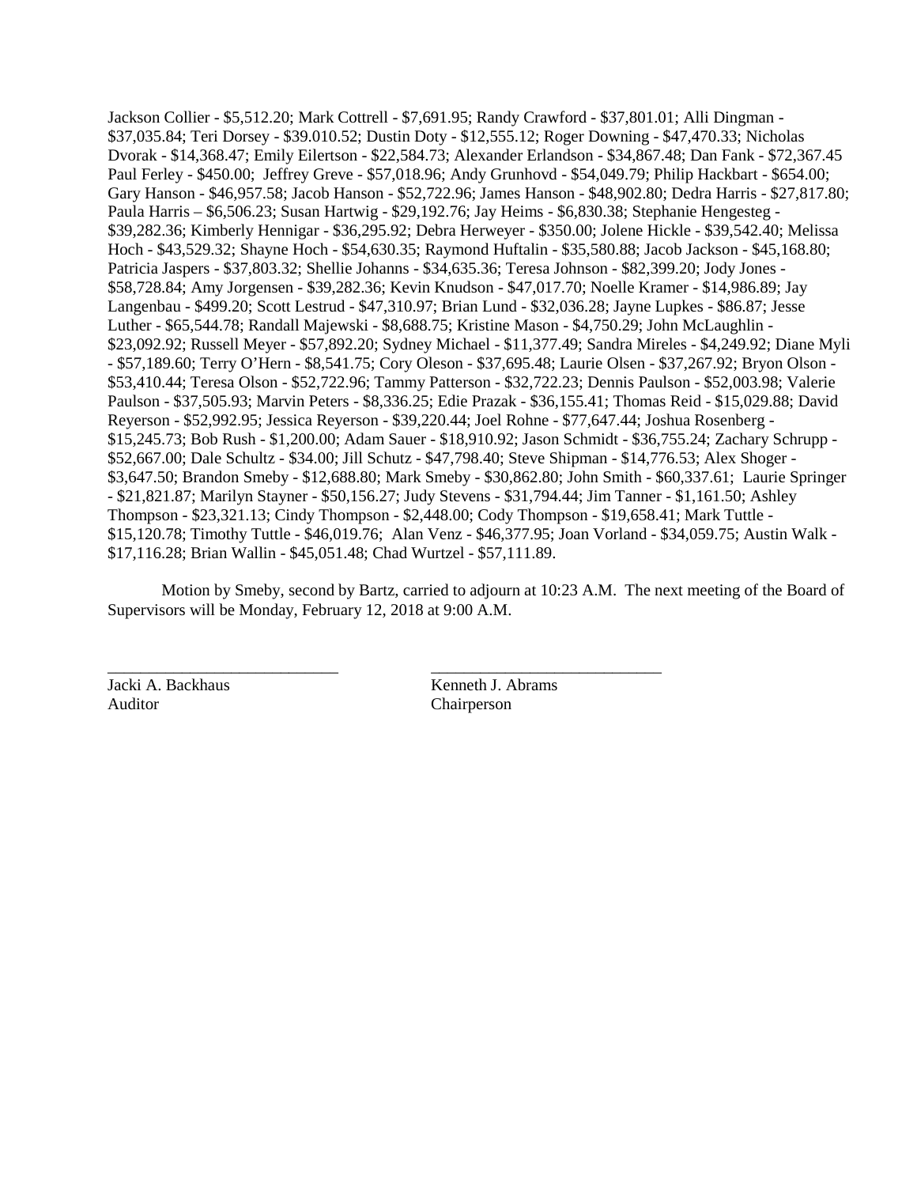Jackson Collier - $5,512.20; Mark Cottrell - $7,691.95; Randy Crawford - $37,801.01; Alli Dingman - $37,035.84; Teri Dorsey - $39.010.52; Dustin Doty - $12,555.12; Roger Downing - $47,470.33; Nicholas Dvorak - $14,368.47; Emily Eilertson - $22,584.73; Alexander Erlandson - $34,867.48; Dan Fank - $72,367.45 Paul Ferley - $450.00; Jeffrey Greve - $57,018.96; Andy Grunhovd - $54,049.79; Philip Hackbart - $654.00; Gary Hanson - $46,957.58; Jacob Hanson - $52,722.96; James Hanson - $48,902.80; Dedra Harris - $27,817.80; Paula Harris – $6,506.23; Susan Hartwig - $29,192.76; Jay Heims - $6,830.38; Stephanie Hengesteg - $39,282.36; Kimberly Hennigar - $36,295.92; Debra Herweyer - $350.00; Jolene Hickle - $39,542.40; Melissa Hoch - $43,529.32; Shayne Hoch - $54,630.35; Raymond Huftalin - $35,580.88; Jacob Jackson - $45,168.80; Patricia Jaspers - $37,803.32; Shellie Johanns - $34,635.36; Teresa Johnson - $82,399.20; Jody Jones - $58,728.84; Amy Jorgensen - $39,282.36; Kevin Knudson - $47,017.70; Noelle Kramer - $14,986.89; Jay Langenbau - $499.20; Scott Lestrud - $47,310.97; Brian Lund - $32,036.28; Jayne Lupkes - $86.87; Jesse Luther - $65,544.78; Randall Majewski - $8,688.75; Kristine Mason - $4,750.29; John McLaughlin - $23,092.92; Russell Meyer - $57,892.20; Sydney Michael - $11,377.49; Sandra Mireles - $4,249.92; Diane Myli - $57,189.60; Terry O'Hern - $8,541.75; Cory Oleson - $37,695.48; Laurie Olsen - $37,267.92; Bryon Olson - $53,410.44; Teresa Olson - $52,722.96; Tammy Patterson - $32,722.23; Dennis Paulson - $52,003.98; Valerie Paulson - $37,505.93; Marvin Peters - $8,336.25; Edie Prazak - $36,155.41; Thomas Reid - $15,029.88; David Reyerson - $52,992.95; Jessica Reyerson - $39,220.44; Joel Rohne - $77,647.44; Joshua Rosenberg - $15,245.73; Bob Rush - $1,200.00; Adam Sauer - $18,910.92; Jason Schmidt - $36,755.24; Zachary Schrupp - $52,667.00; Dale Schultz - $34.00; Jill Schutz - $47,798.40; Steve Shipman - $14,776.53; Alex Shoger - $3,647.50; Brandon Smeby - $12,688.80; Mark Smeby - $30,862.80; John Smith - $60,337.61; Laurie Springer - $21,821.87; Marilyn Stayner - $50,156.27; Judy Stevens - $31,794.44; Jim Tanner - $1,161.50; Ashley Thompson - $23,321.13; Cindy Thompson - $2,448.00; Cody Thompson - $19,658.41; Mark Tuttle - $15,120.78; Timothy Tuttle - $46,019.76; Alan Venz - $46,377.95; Joan Vorland - $34,059.75; Austin Walk - $17,116.28; Brian Wallin - $45,051.48; Chad Wurtzel - $57,111.89.

Motion by Smeby, second by Bartz, carried to adjourn at 10:23 A.M. The next meeting of the Board of Supervisors will be Monday, February 12, 2018 at 9:00 A.M.

| | |
|---|---|
| ____________________________ | ____________________________ |
| Jacki A. Backhaus | Kenneth J. Abrams |
| Auditor | Chairperson |